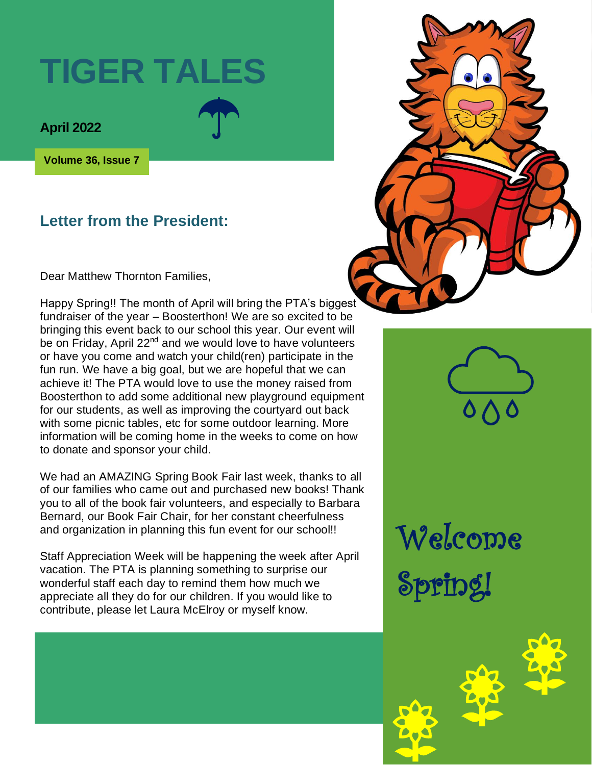# TIGER TALES

**April 2022**

**Volume 36, Issue 7**

## Letter from the President:

Dear Matthew Thornton Families,

Happy Spring!! The month of April will bring the PTA's biggest fundraiser of the year – Boosterthon! We are so excited to be bringing this event back to our school this year. Our event will be on Friday, April 22nd and we would love to have volunteers or have you come and watch your child(ren) participate in the fun run. We have a big goal, but we are hopeful that we can achieve it! The PTA would love to use the money raised from Boosterthon to add some additional new playground equipment for our students, as well as improving the courtyard out back with some picnic tables, etc for some outdoor learning. More information will be coming home in the weeks to come on how to donate and sponsor your child.

We had an AMAZING Spring Book Fair last week, thanks to all of our families who came out and purchased new books! Thank you to all of the book fair volunteers, and especially to Barbara Bernard, our Book Fair Chair, for her constant cheerfulness and organization in planning this fun event for our school!!

Staff Appreciation Week will be happening the week after April vacation. The PTA is planning something to surprise our wonderful staff each day to remind them how much we appreciate all they do for our children. If you would like to contribute, please let Laura McElroy or myself know.

Welcome Spring!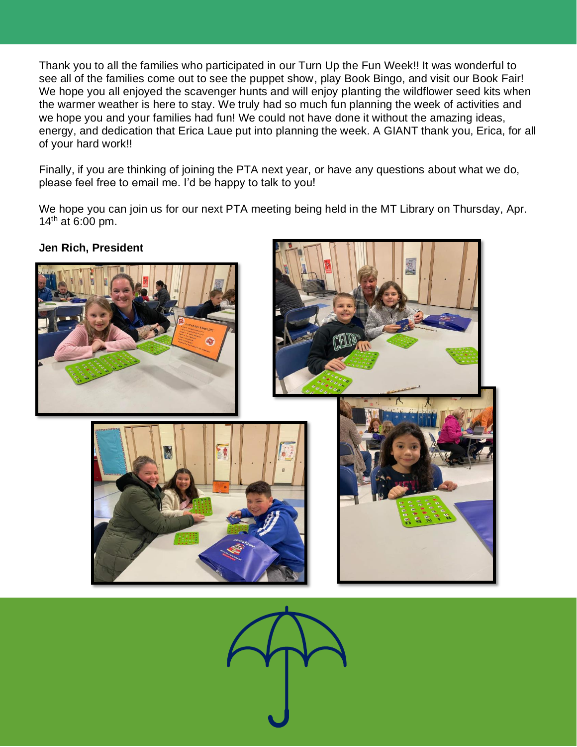Thank you to all the families who participated in our Turn Up the Fun Week!! It was wonderful to see all of the families come out to see the puppet show, play Book Bingo, and visit our Book Fair! We hope you all enjoyed the scavenger hunts and will enjoy planting the wildflower seed kits when the warmer weather is here to stay. We truly had so much fun planning the week of activities and we hope you and your families had fun! We could not have done it without the amazing ideas, energy, and dedication that Erica Laue put into planning the week. A GIANT thank you, Erica, for all of your hard work!!

Finally, if you are thinking of joining the PTA next year, or have any questions about what we do, please feel free to email me. I'd be happy to talk to you!

We hope you can join us for our next PTA meeting being held in the MT Library on Thursday, Apr. 14th at 6:00 pm.

**Jen Rich, President**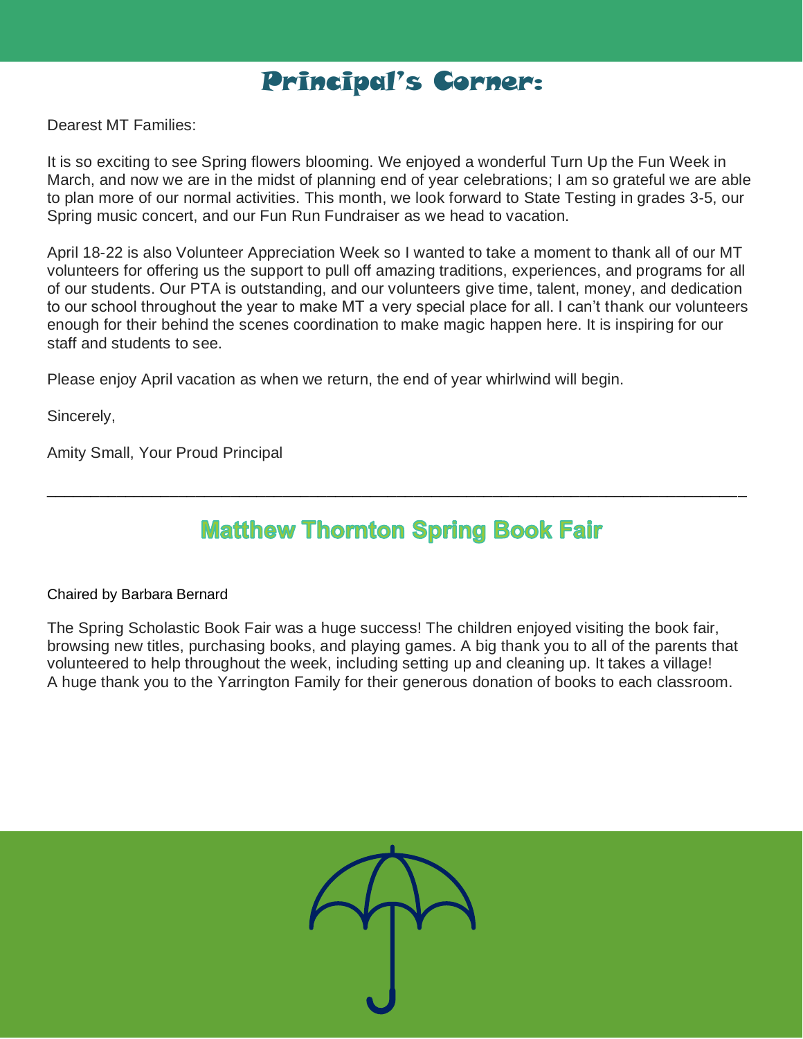# Principal's Corner:

Dearest MT Families:

It is so exciting to see Spring flowers blooming. We enjoyed a wonderful Turn Up the Fun Week in March, and now we are in the midst of planning end of year celebrations; I am so grateful we are able to plan more of our normal activities. This month, we look forward to State Testing in grades 3-5, our Spring music concert, and our Fun Run Fundraiser as we head to vacation.

April 18-22 is also Volunteer Appreciation Week so I wanted to take a moment to thank all of our MT volunteers for offering us the support to pull off amazing traditions, experiences, and programs for all of our students. Our PTA is outstanding, and our volunteers give time, talent, money, and dedication to our school throughout the year to make MT a very special place for all. I can't thank our volunteers enough for their behind the scenes coordination to make magic happen here. It is inspiring for our staff and students to see.

Please enjoy April vacation as when we return, the end of year whirlwind will begin.

Sincerely,

Amity Small, Your Proud Principal

---

## Matthew Thornton Spring Book Fair

Chaired by Barbara Bernard

The Spring Scholastic Book Fair was a huge success! The children enjoyed visiting the book fair, browsing new titles, purchasing books, and playing games. A big thank you to all of the parents that volunteered to help throughout the week, including setting up and cleaning up. It takes a village! A huge thank you to the Yarrington Family for their generous donation of books to each classroom.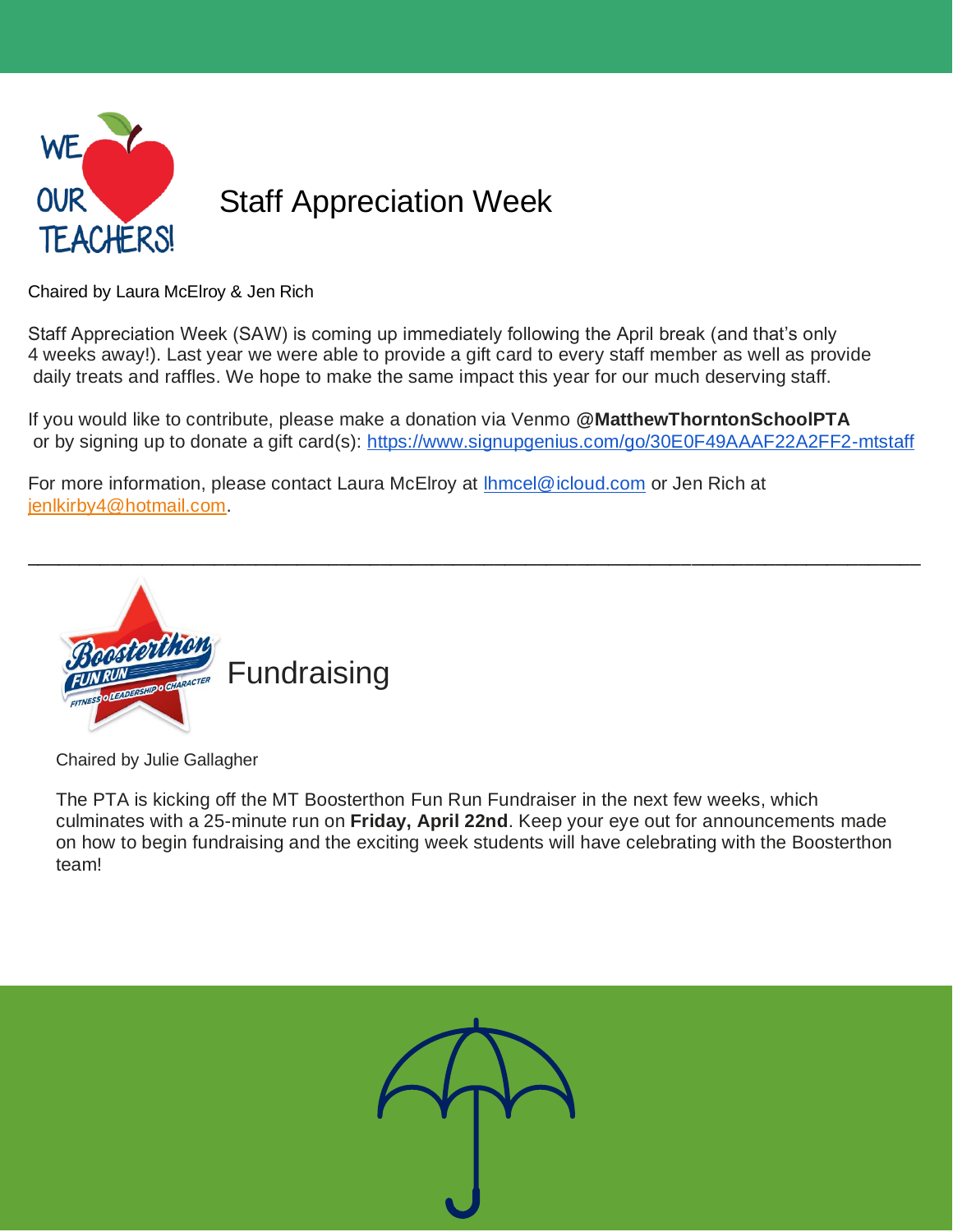## Staff Appreciation Week

Chaired by Laura McElroy & Jen Rich

Staff Appreciation Week (SAW) is coming up immediately following the April break (and that's only 4 weeks away!). Last year we were able to provide a gift card to every staff member as well as provide daily treats and raffles. We hope to make the same impact this year for our much deserving staff.

If you would like to contribute, please make a donation via Venmo **@MatthewThorntonSchoolPTA** or by signing up to donate a gift card(s): https://www.signupgenius.com/go/30E0F49AAAF22A2FF2-mtstaff

For more information, please contact Laura McElroy at lhmcel@icloud.com or Jen Rich at jenlkirby4@hotmail.com.

---

## Fundraising

Chaired by Julie Gallagher

The PTA is kicking off the MT Boosterthon Fun Run Fundraiser in the next few weeks, which culminates with a 25-minute run on **Friday, April 22nd**. Keep your eye out for announcements made on how to begin fundraising and the exciting week students will have celebrating with the Boosterthon team!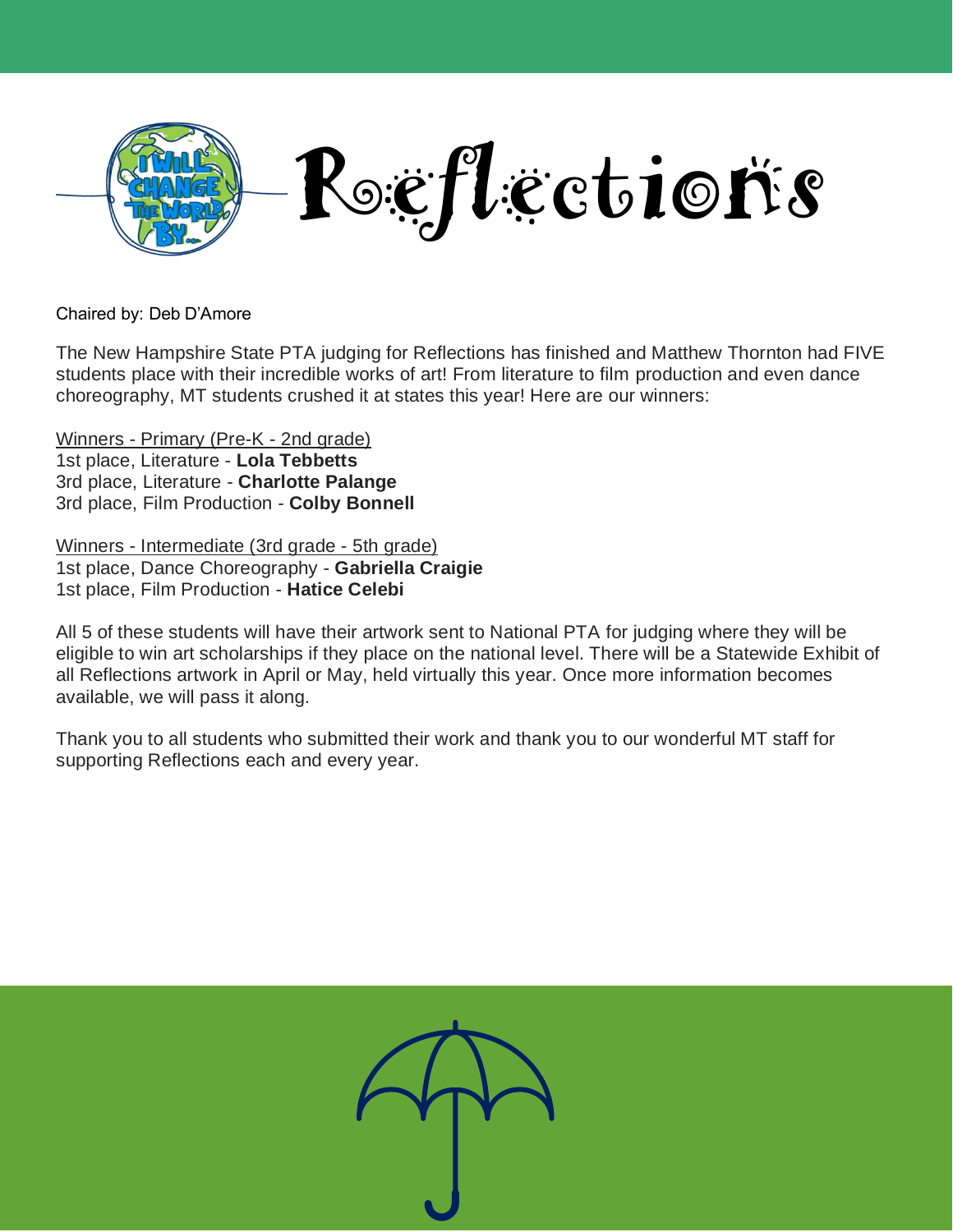# Reflections

Chaired by: Deb D'Amore

The New Hampshire State PTA judging for Reflections has finished and Matthew Thornton had FIVE students place with their incredible works of art! From literature to film production and even dance choreography, MT students crushed it at states this year! Here are our winners:

Winners - Primary (Pre-K - 2nd grade)
1st place, Literature - **Lola Tebbetts**
3rd place, Literature - **Charlotte Palange**
3rd place, Film Production - **Colby Bonnell**

Winners - Intermediate (3rd grade - 5th grade)
1st place, Dance Choreography - **Gabriella Craigie**
1st place, Film Production - **Hatice Celebi**

All 5 of these students will have their artwork sent to National PTA for judging where they will be eligible to win art scholarships if they place on the national level. There will be a Statewide Exhibit of all Reflections artwork in April or May, held virtually this year. Once more information becomes available, we will pass it along.

Thank you to all students who submitted their work and thank you to our wonderful MT staff for supporting Reflections each and every year.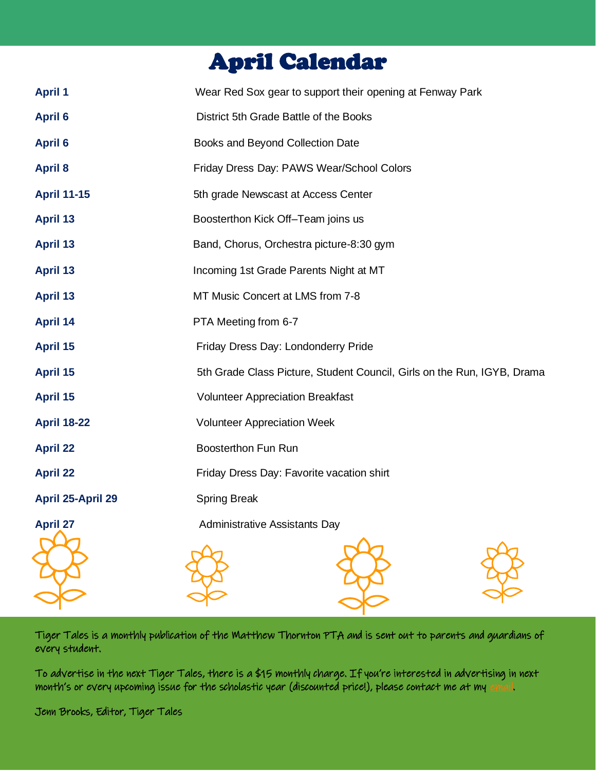# April Calendar

| | |
|---|---|
| **April 1** | Wear Red Sox gear to support their opening at Fenway Park |
| **April 6** | District 5th Grade Battle of the Books |
| **April 6** | Books and Beyond Collection Date |
| **April 8** | Friday Dress Day: PAWS Wear/School Colors |
| **April 11-15** | 5th grade Newscast at Access Center |
| **April 13** | Boosterthon Kick Off–Team joins us |
| **April 13** | Band, Chorus, Orchestra picture-8:30 gym |
| **April 13** | Incoming 1st Grade Parents Night at MT |
| **April 13** | MT Music Concert at LMS from 7-8 |
| **April 14** | PTA Meeting from 6-7 |
| **April 15** | Friday Dress Day: Londonderry Pride |
| **April 15** | 5th Grade Class Picture, Student Council, Girls on the Run, IGYB, Drama |
| **April 15** | Volunteer Appreciation Breakfast |
| **April 18-22** | Volunteer Appreciation Week |
| **April 22** | Boosterthon Fun Run |
| **April 22** | Friday Dress Day: Favorite vacation shirt |
| **April 25-April 29** | Spring Break |
| **April 27** | Administrative Assistants Day |

Tiger Tales is a monthly publication of the Matthew Thornton PTA and is sent out to parents and guardians of every student.

To advertise in the next Tiger Tales, there is a $15 monthly charge. If you're interested in advertising in next month's or every upcoming issue for the scholastic year (discounted price!), please contact me at my email.

Jenn Brooks, Editor, Tiger Tales